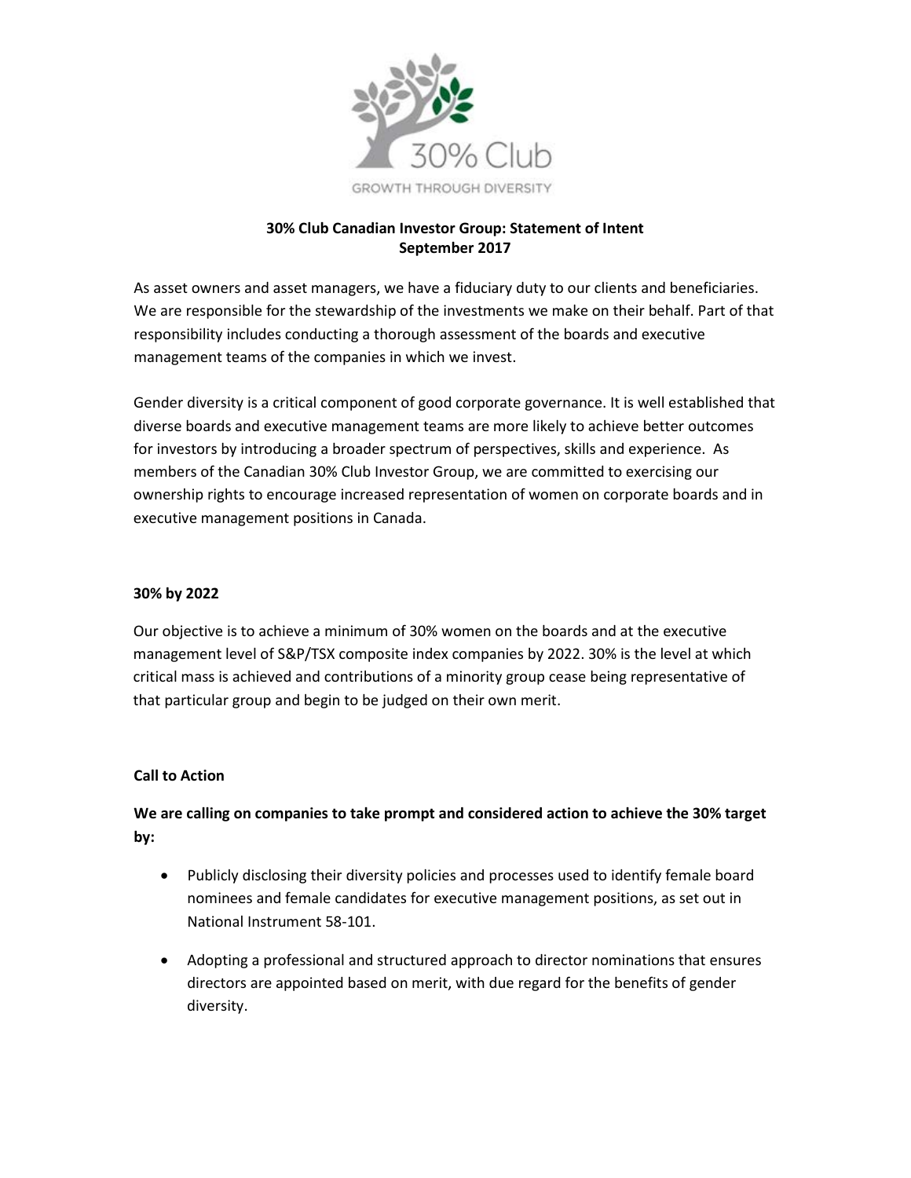# 30% Club Canadian Investor Group: Statement of Intent
## September 2017

As asset owners and asset managers, we have a fiduciary duty to our clients and beneficiaries. We are responsible for the stewardship of the investments we make on their behalf. Part of that responsibility includes conducting a thorough assessment of the boards and executive management teams of the companies in which we invest.

Gender diversity is a critical component of good corporate governance. It is well established that diverse boards and executive management teams are more likely to achieve better outcomes for investors by introducing a broader spectrum of perspectives, skills and experience. As members of the Canadian 30% Club Investor Group, we are committed to exercising our ownership rights to encourage increased representation of women on corporate boards and in executive management positions in Canada.

### 30% by 2022

Our objective is to achieve a minimum of 30% women on the boards and at the executive management level of S&P/TSX composite index companies by 2022. 30% is the level at which critical mass is achieved and contributions of a minority group cease being representative of that particular group and begin to be judged on their own merit.

### Call to Action

**We are calling on companies to take prompt and considered action to achieve the 30% target by:**

- Publicly disclosing their diversity policies and processes used to identify female board nominees and female candidates for executive management positions, as set out in National Instrument 58-101.
- Adopting a professional and structured approach to director nominations that ensures directors are appointed based on merit, with due regard for the benefits of gender diversity.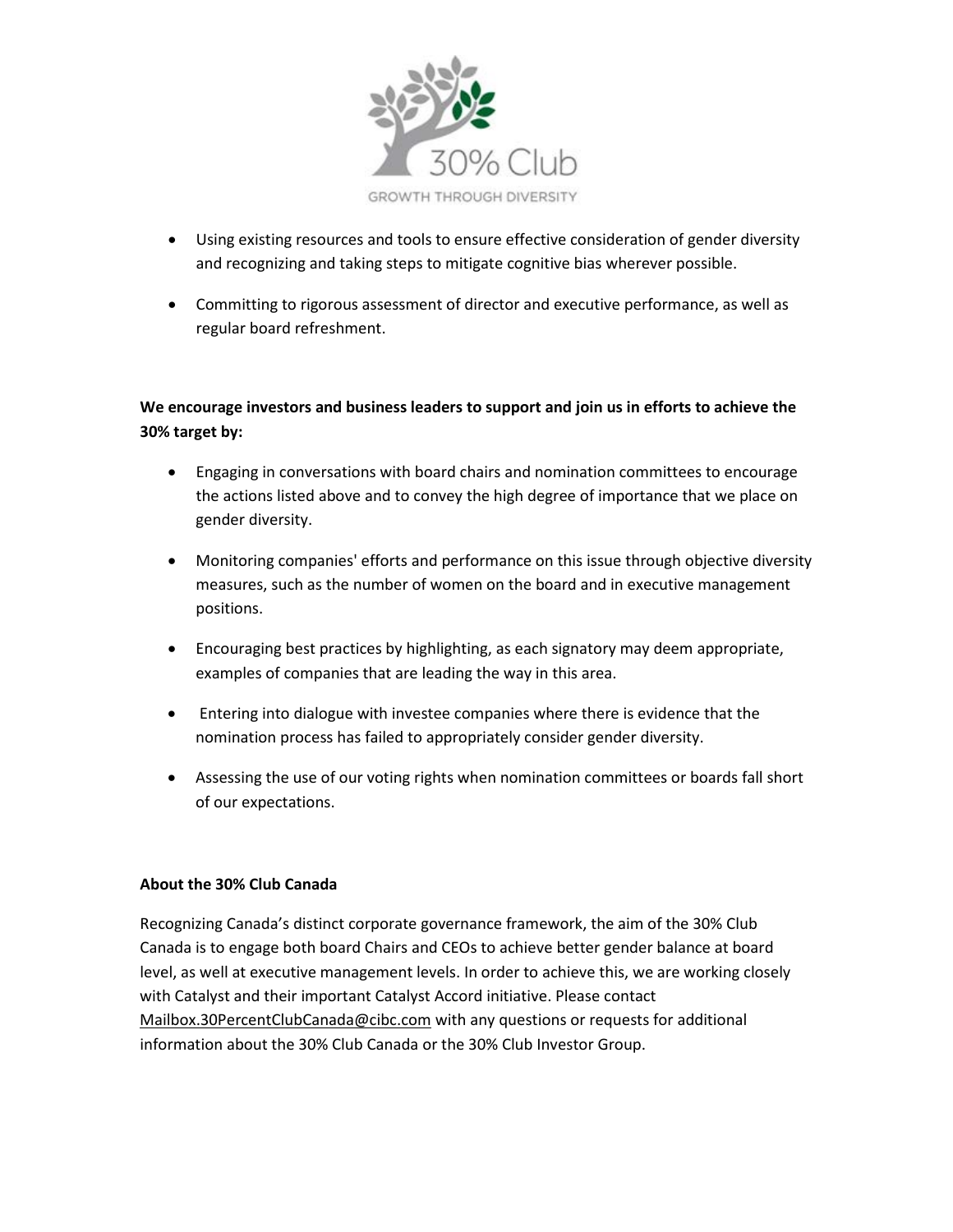- Using existing resources and tools to ensure effective consideration of gender diversity and recognizing and taking steps to mitigate cognitive bias wherever possible.
- Committing to rigorous assessment of director and executive performance, as well as regular board refreshment.

**We encourage investors and business leaders to support and join us in efforts to achieve the 30% target by:**

- Engaging in conversations with board chairs and nomination committees to encourage the actions listed above and to convey the high degree of importance that we place on gender diversity.
- Monitoring companies' efforts and performance on this issue through objective diversity measures, such as the number of women on the board and in executive management positions.
- Encouraging best practices by highlighting, as each signatory may deem appropriate, examples of companies that are leading the way in this area.
- Entering into dialogue with investee companies where there is evidence that the nomination process has failed to appropriately consider gender diversity.
- Assessing the use of our voting rights when nomination committees or boards fall short of our expectations.

**About the 30% Club Canada**

Recognizing Canada's distinct corporate governance framework, the aim of the 30% Club Canada is to engage both board Chairs and CEOs to achieve better gender balance at board level, as well at executive management levels. In order to achieve this, we are working closely with Catalyst and their important Catalyst Accord initiative. Please contact Mailbox.30PercentClubCanada@cibc.com with any questions or requests for additional information about the 30% Club Canada or the 30% Club Investor Group.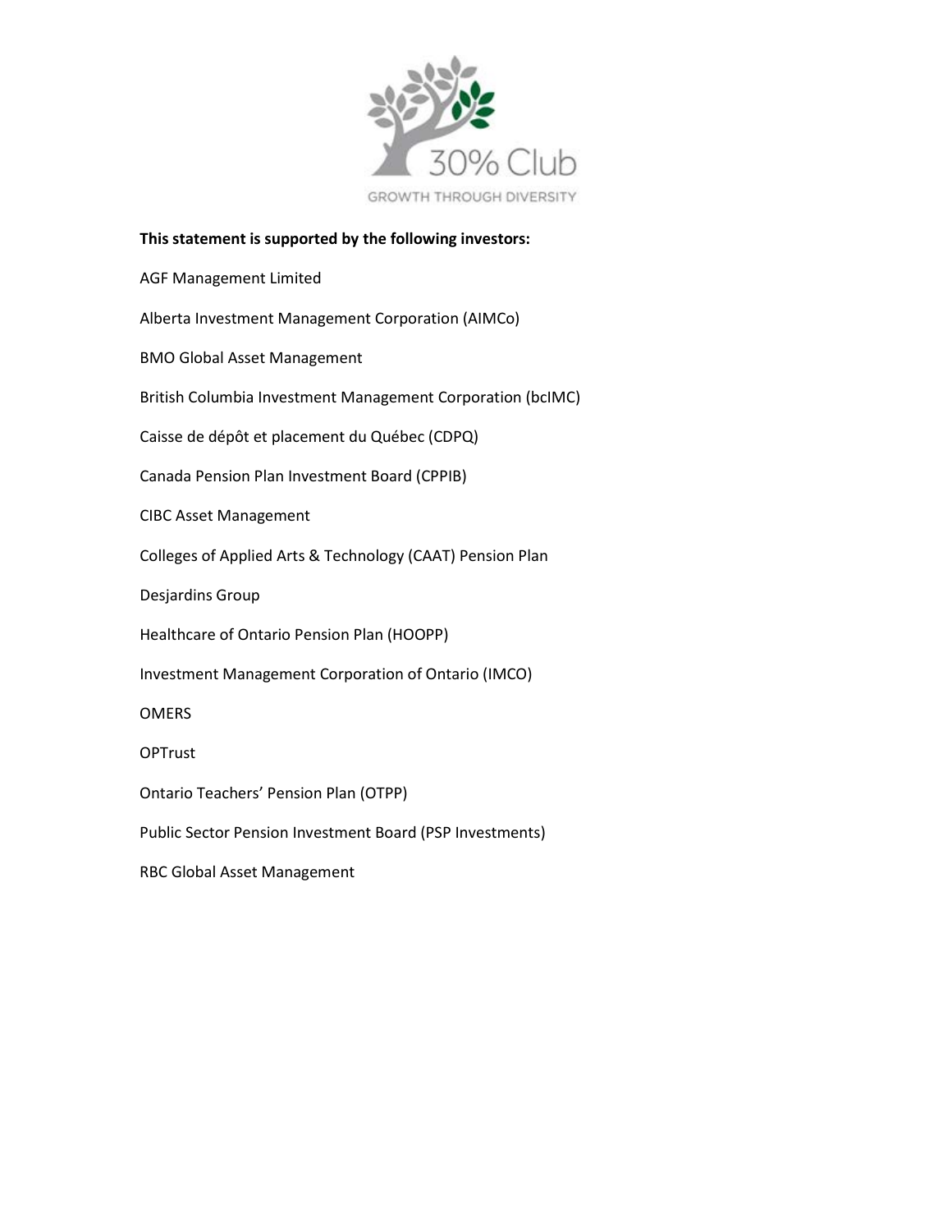**This statement is supported by the following investors:**

AGF Management Limited

Alberta Investment Management Corporation (AIMCo)

BMO Global Asset Management

British Columbia Investment Management Corporation (bcIMC)

Caisse de dépôt et placement du Québec (CDPQ)

Canada Pension Plan Investment Board (CPPIB)

CIBC Asset Management

Colleges of Applied Arts & Technology (CAAT) Pension Plan

Desjardins Group

Healthcare of Ontario Pension Plan (HOOPP)

Investment Management Corporation of Ontario (IMCO)

OMERS

OPTrust

Ontario Teachers' Pension Plan (OTPP)

Public Sector Pension Investment Board (PSP Investments)

RBC Global Asset Management